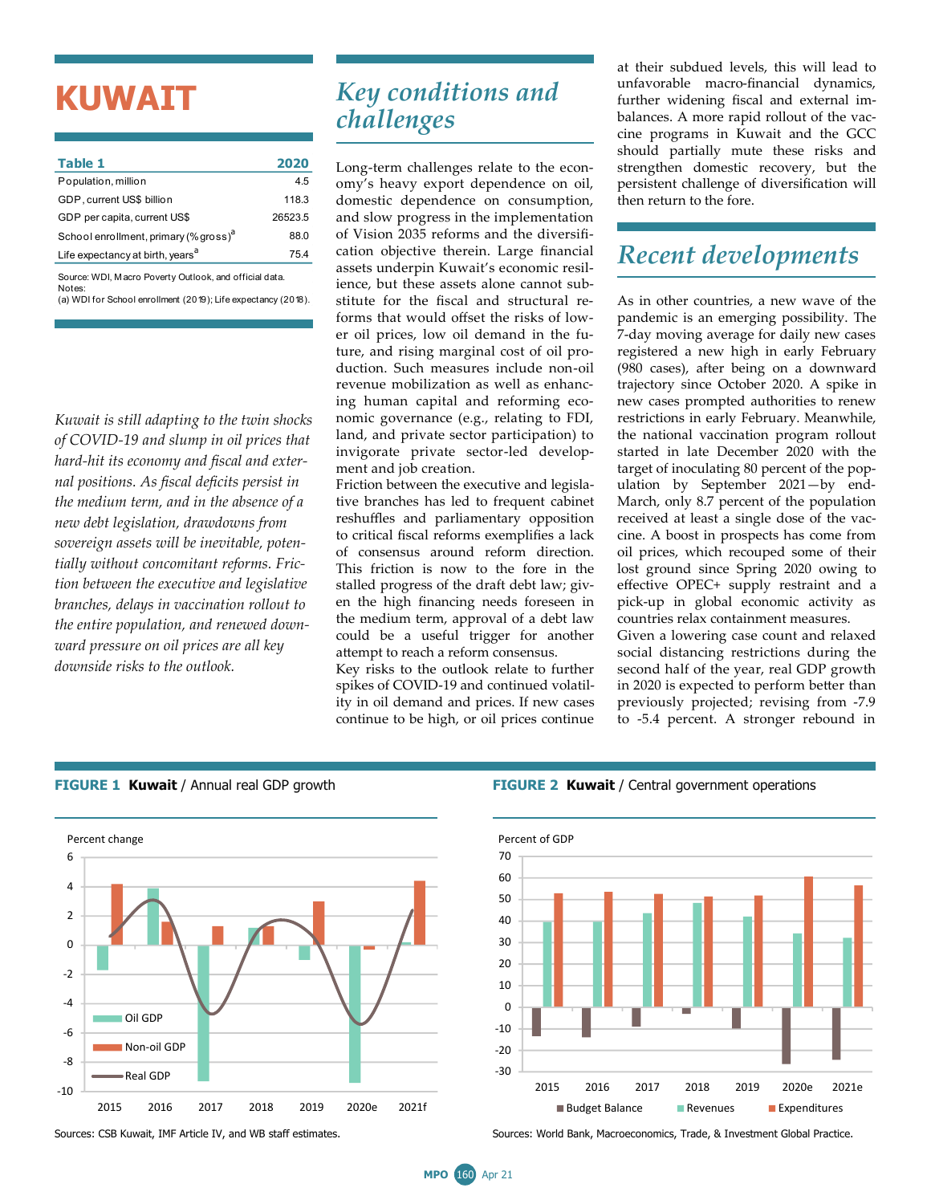# KUWAIT

| Table 1 | 2020 |
|---|---|
| Population, million | 4.5 |
| GDP, current US$ billion | 118.3 |
| GDP per capita, current US$ | 26523.5 |
| School enrollment, primary (% gross)[a] | 88.0 |
| Life expectancy at birth, years[a] | 75.4 |

Source: WDI, Macro Poverty Outlook, and official data.
Notes:
(a) WDI for School enrollment (2019); Life expectancy (2018).

*Kuwait is still adapting to the twin shocks of COVID-19 and slump in oil prices that hard-hit its economy and fiscal and external positions. As fiscal deficits persist in the medium term, and in the absence of a new debt legislation, drawdowns from sovereign assets will be inevitable, potentially without concomitant reforms. Friction between the executive and legislative branches, delays in vaccination rollout to the entire population, and renewed downward pressure on oil prices are all key downside risks to the outlook.*

## Key conditions and challenges

Long-term challenges relate to the economy's heavy export dependence on oil, domestic dependence on consumption, and slow progress in the implementation of Vision 2035 reforms and the diversification objective therein. Large financial assets underpin Kuwait's economic resilience, but these assets alone cannot substitute for the fiscal and structural reforms that would offset the risks of lower oil prices, low oil demand in the future, and rising marginal cost of oil production. Such measures include non-oil revenue mobilization as well as enhancing human capital and reforming economic governance (e.g., relating to FDI, land, and private sector participation) to invigorate private sector-led development and job creation.

Friction between the executive and legislative branches has led to frequent cabinet reshuffles and parliamentary opposition to critical fiscal reforms exemplifies a lack of consensus around reform direction. This friction is now to the fore in the stalled progress of the draft debt law; given the high financing needs foreseen in the medium term, approval of a debt law could be a useful trigger for another attempt to reach a reform consensus.

Key risks to the outlook relate to further spikes of COVID-19 and continued volatility in oil demand and prices. If new cases continue to be high, or oil prices continue at their subdued levels, this will lead to unfavorable macro-financial dynamics, further widening fiscal and external imbalances. A more rapid rollout of the vaccine programs in Kuwait and the GCC should partially mute these risks and strengthen domestic recovery, but the persistent challenge of diversification will then return to the fore.

## Recent developments

As in other countries, a new wave of the pandemic is an emerging possibility. The 7-day moving average for daily new cases registered a new high in early February (980 cases), after being on a downward trajectory since October 2020. A spike in new cases prompted authorities to renew restrictions in early February. Meanwhile, the national vaccination program rollout started in late December 2020 with the target of inoculating 80 percent of the population by September 2021—by end-March, only 8.7 percent of the population received at least a single dose of the vaccine. A boost in prospects has come from oil prices, which recouped some of their lost ground since Spring 2020 owing to effective OPEC+ supply restraint and a pick-up in global economic activity as countries relax containment measures.

Given a lowering case count and relaxed social distancing restrictions during the second half of the year, real GDP growth in 2020 is expected to perform better than previously projected; revising from -7.9 to -5.4 percent. A stronger rebound in

**FIGURE 1 Kuwait** / Annual real GDP growth

Sources: CSB Kuwait, IMF Article IV, and WB staff estimates.

**FIGURE 2 Kuwait** / Central government operations

Sources: World Bank, Macroeconomics, Trade, & Investment Global Practice.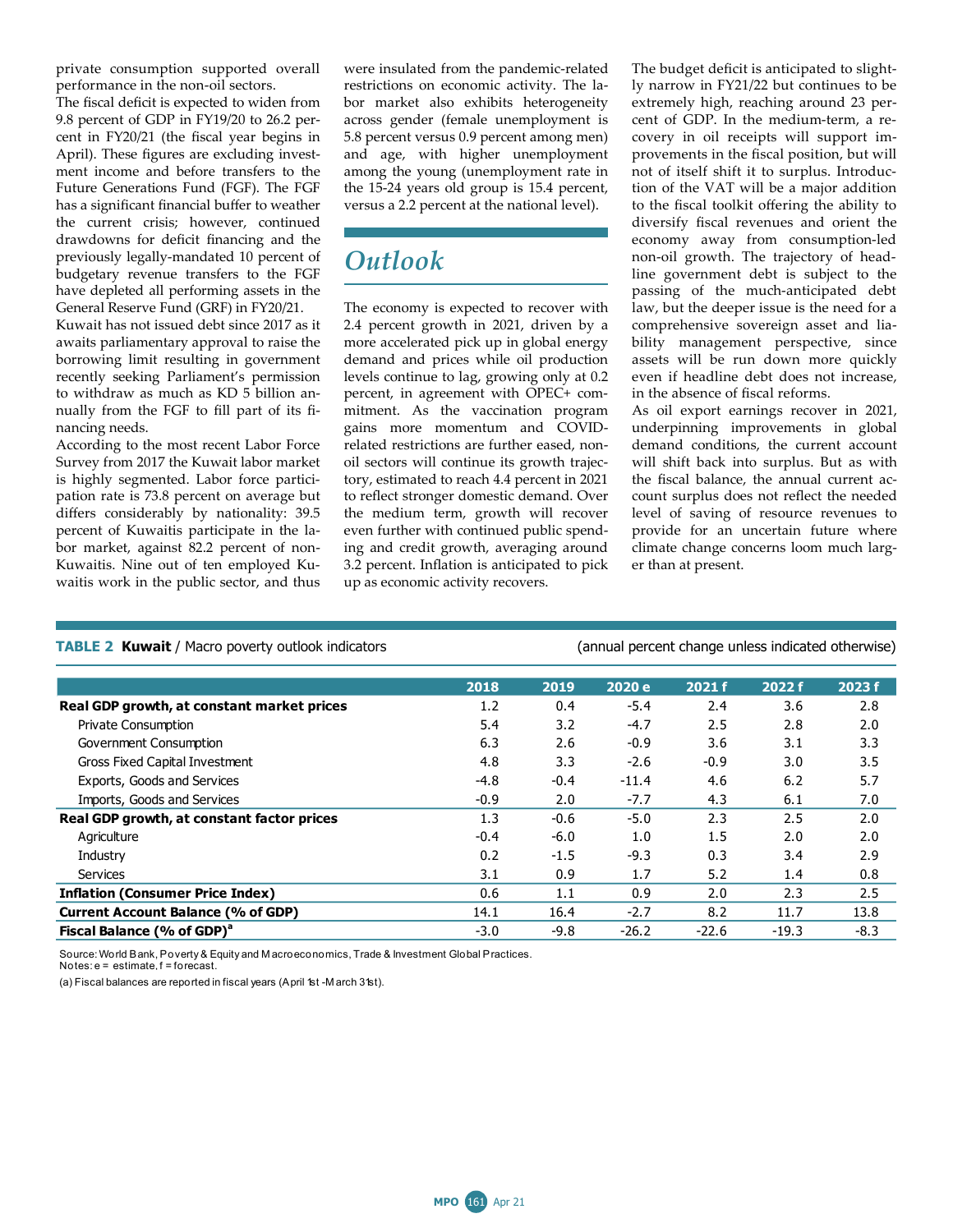private consumption supported overall performance in the non-oil sectors.

The fiscal deficit is expected to widen from 9.8 percent of GDP in FY19/20 to 26.2 percent in FY20/21 (the fiscal year begins in April). These figures are excluding investment income and before transfers to the Future Generations Fund (FGF). The FGF has a significant financial buffer to weather the current crisis; however, continued drawdowns for deficit financing and the previously legally-mandated 10 percent of budgetary revenue transfers to the FGF have depleted all performing assets in the General Reserve Fund (GRF) in FY20/21.

Kuwait has not issued debt since 2017 as it awaits parliamentary approval to raise the borrowing limit resulting in government recently seeking Parliament's permission to withdraw as much as KD 5 billion annually from the FGF to fill part of its financing needs.

According to the most recent Labor Force Survey from 2017 the Kuwait labor market is highly segmented. Labor force participation rate is 73.8 percent on average but differs considerably by nationality: 39.5 percent of Kuwaitis participate in the labor market, against 82.2 percent of non-Kuwaitis. Nine out of ten employed Kuwaitis work in the public sector, and thus were insulated from the pandemic-related restrictions on economic activity. The labor market also exhibits heterogeneity across gender (female unemployment is 5.8 percent versus 0.9 percent among men) and age, with higher unemployment among the young (unemployment rate in the 15-24 years old group is 15.4 percent, versus a 2.2 percent at the national level).

## Outlook

The economy is expected to recover with 2.4 percent growth in 2021, driven by a more accelerated pick up in global energy demand and prices while oil production levels continue to lag, growing only at 0.2 percent, in agreement with OPEC+ commitment. As the vaccination program gains more momentum and COVID-related restrictions are further eased, non-oil sectors will continue its growth trajectory, estimated to reach 4.4 percent in 2021 to reflect stronger domestic demand. Over the medium term, growth will recover even further with continued public spending and credit growth, averaging around 3.2 percent. Inflation is anticipated to pick up as economic activity recovers.

The budget deficit is anticipated to slightly narrow in FY21/22 but continues to be extremely high, reaching around 23 percent of GDP. In the medium-term, a recovery in oil receipts will support improvements in the fiscal position, but will not of itself shift it to surplus. Introduction of the VAT will be a major addition to the fiscal toolkit offering the ability to diversify fiscal revenues and orient the economy away from consumption-led non-oil growth. The trajectory of headline government debt is subject to the passing of the much-anticipated debt law, but the deeper issue is the need for a comprehensive sovereign asset and liability management perspective, since assets will be run down more quickly even if headline debt does not increase, in the absence of fiscal reforms.

As oil export earnings recover in 2021, underpinning improvements in global demand conditions, the current account will shift back into surplus. But as with the fiscal balance, the annual current account surplus does not reflect the needed level of saving of resource revenues to provide for an uncertain future where climate change concerns loom much larger than at present.

**TABLE 2 Kuwait** / Macro poverty outlook indicators (annual percent change unless indicated otherwise)

| | 2018 | 2019 | 2020 e | 2021 f | 2022 f | 2023 f |
|---|---|---|---|---|---|---|
| **Real GDP growth, at constant market prices** | 1.2 | 0.4 | -5.4 | 2.4 | 3.6 | 2.8 |
| Private Consumption | 5.4 | 3.2 | -4.7 | 2.5 | 2.8 | 2.0 |
| Government Consumption | 6.3 | 2.6 | -0.9 | 3.6 | 3.1 | 3.3 |
| Gross Fixed Capital Investment | 4.8 | 3.3 | -2.6 | -0.9 | 3.0 | 3.5 |
| Exports, Goods and Services | -4.8 | -0.4 | -11.4 | 4.6 | 6.2 | 5.7 |
| Imports, Goods and Services | -0.9 | 2.0 | -7.7 | 4.3 | 6.1 | 7.0 |
| **Real GDP growth, at constant factor prices** | 1.3 | -0.6 | -5.0 | 2.3 | 2.5 | 2.0 |
| Agriculture | -0.4 | -6.0 | 1.0 | 1.5 | 2.0 | 2.0 |
| Industry | 0.2 | -1.5 | -9.3 | 0.3 | 3.4 | 2.9 |
| Services | 3.1 | 0.9 | 1.7 | 5.2 | 1.4 | 0.8 |
| **Inflation (Consumer Price Index)** | 0.6 | 1.1 | 0.9 | 2.0 | 2.3 | 2.5 |
| **Current Account Balance (% of GDP)** | 14.1 | 16.4 | -2.7 | 8.2 | 11.7 | 13.8 |
| **Fiscal Balance (% of GDP)[a]** | -3.0 | -9.8 | -26.2 | -22.6 | -19.3 | -8.3 |

Source: World Bank, Poverty & Equity and Macroeconomics, Trade & Investment Global Practices.
Notes: e = estimate, f = forecast.

(a) Fiscal balances are reported in fiscal years (April 1st -March 31st).